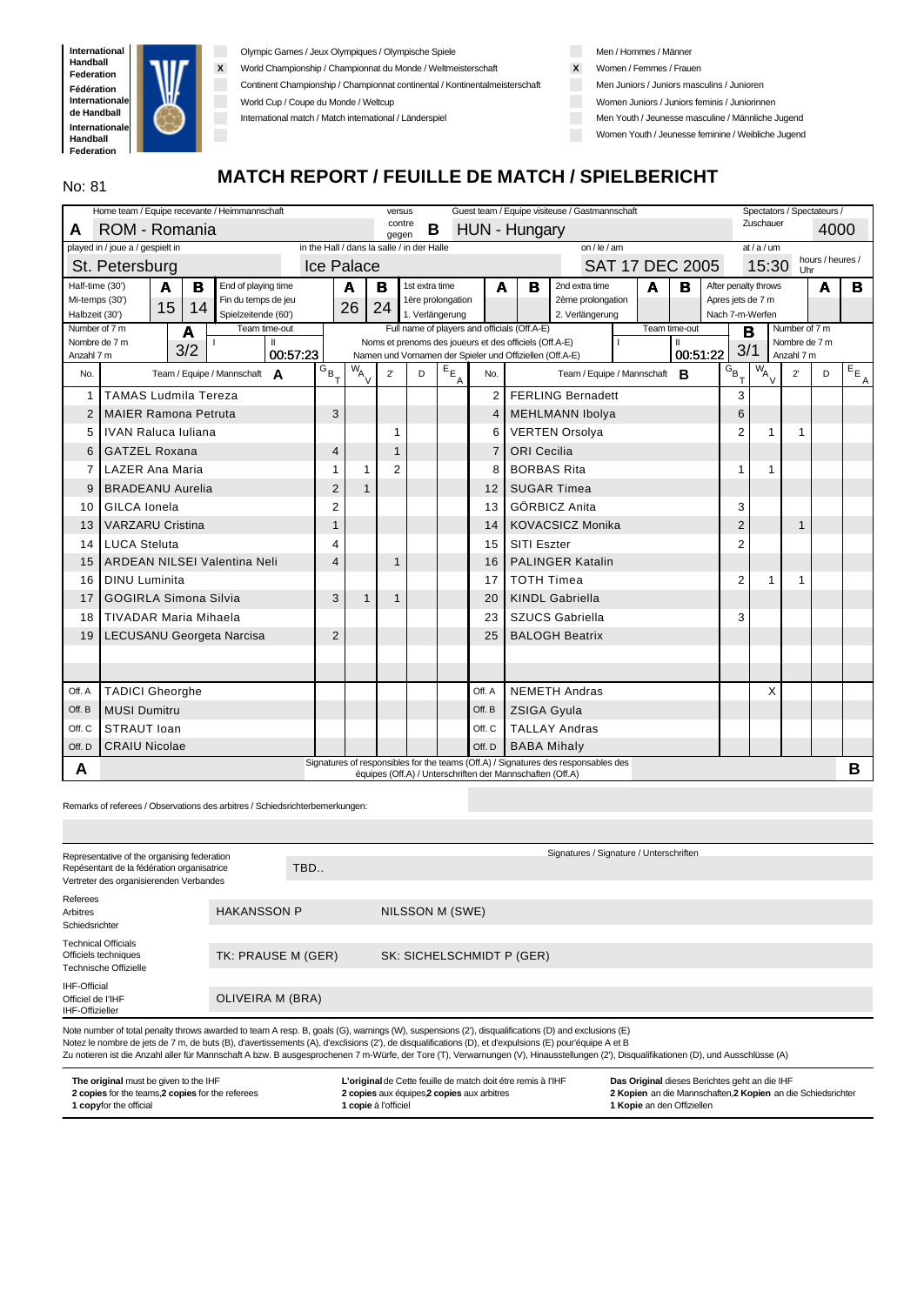International Handball Federation
Fédération Internationale de Handball
Internationale Handball Federation

| | |
|---|---|
| | Olympic Games / Jeux Olympiques / Olympische Spiele |
| X | World Championship / Championnat du Monde / Weltmeisterschaft |
| | Continent Championship / Championnat continental / Kontinentalmeisterschaft |
| | World Cup / Coupe du Monde / Weltcup |
| | International match / Match international / Länderspiel |

| | |
|---|---|
| | Men / Hommes / Männer |
| X | Women / Femmes / Frauen |
| | Men Juniors / Juniors masculins / Junioren |
| | Women Juniors / Juniors feminis / Juniorinnen |
| | Men Youth / Jeunesse masculine / Männliche Jugend |
| | Women Youth / Jeunesse feminine / Weibliche Jugend |

No: 81

# MATCH REPORT / FEUILLE DE MATCH / SPIELBERICHT

Home team / Equipe recevante / Heimmannschaft: **A** ROM - Romania versus / contre / gegen Guest team / Equipe visiteuse / Gastmannschaft: **B** HUN - Hungary

Spectators / Spectateurs / Zuschauer: 4000

played in / joue a / gespielt in: St. Petersburg — in the Hall / dans la salle / in der Halle: Ice Palace — on / le / am: SAT 17 DEC 2005 — at / a / um: 15:30 hours / heures / Uhr

| | A | B |
|---|---|---|
| Half-time (30') / Mi-temps (30') / Halbzeit (30') | 15 | 14 |
| End of playing time / Fin du temps de jeu / Spielzeitende (60') | 26 | 24 |
| 1st extra time / 1ère prolongation / 1. Verlängerung | | |
| 2nd extra time / 2ème prolongation / 2. Verlängerung | | |
| After penalty throws / Apres jets de 7 m / Nach 7-m-Werfen | | |

Number of 7 m / Nombre de 7 m / Anzahl 7 m — A: 3/2 — B: 3/1

Team time-out A: I — II 00:57:23
Team time-out B: I — II 00:51:22

Full name of players and officials (Off.A-E) / Noms et prenoms des joueurs et des officials (Off.A-E) / Namen und Vornamen der Spieler und Offiziellen (Off.A-E)

| No. | Team / Equipe / Mannschaft A | G/B/T | W/A/V | 2' | D | E/E/A | No. | Team / Equipe / Mannschaft B | G/B/T | W/A/V | 2' | D | E/E/A |
|---|---|---|---|---|---|---|---|---|---|---|---|---|---|
| 1 | TAMAS Ludmila Tereza | | | | | | 2 | FERLING Bernadett | 3 | | | | |
| 2 | MAIER Ramona Petruta | 3 | | | | | 4 | MEHLMANN Ibolya | 6 | | | | |
| 5 | IVAN Raluca Iuliana | | | 1 | | | 6 | VERTEN Orsolya | 2 | 1 | 1 | | |
| 6 | GATZEL Roxana | 4 | | 1 | | | 7 | ORI Cecilia | | | | | |
| 7 | LAZER Ana Maria | 1 | 1 | 2 | | | 8 | BORBAS Rita | 1 | 1 | | | |
| 9 | BRADEANU Aurelia | 2 | 1 | | | | 12 | SUGAR Timea | | | | | |
| 10 | GILCA Ionela | 2 | | | | | 13 | GÖRBICZ Anita | 3 | | | | |
| 13 | VARZARU Cristina | 1 | | | | | 14 | KOVACSICZ Monika | 2 | | 1 | | |
| 14 | LUCA Steluta | 4 | | | | | 15 | SITI Eszter | 2 | | | | |
| 15 | ARDEAN NILSEI Valentina Neli | 4 | | 1 | | | 16 | PALINGER Katalin | | | | | |
| 16 | DINU Luminita | | | | | | 17 | TOTH Timea | 2 | 1 | 1 | | |
| 17 | GOGIRLA Simona Silvia | 3 | 1 | 1 | | | 20 | KINDL Gabriella | | | | | |
| 18 | TIVADAR Maria Mihaela | | | | | | 23 | SZUCS Gabriella | 3 | | | | |
| 19 | LECUSANU Georgeta Narcisa | 2 | | | | | 25 | BALOGH Beatrix | | | | | |
| | | | | | | | | | | | | | |
| | | | | | | | | | | | | | |
| Off. A | TADICI Gheorghe | | | | | | Off. A | NEMETH Andras | | X | | | |
| Off. B | MUSI Dumitru | | | | | | Off. B | ZSIGA Gyula | | | | | |
| Off. C | STRAUT Ioan | | | | | | Off. C | TALLAY Andras | | | | | |
| Off. D | CRAIU Nicolae | | | | | | Off. D | BABA Mihaly | | | | | |

**A** Signatures of responsibles for the teams (Off.A) / Signatures des responsables des équipes (Off.A) / Unterschriften der Mannschaften (Off.A) **B**

Remarks of referees / Observations des arbitres / Schiedsrichterbemerkungen:

Signatures / Signature / Unterschriften

Representative of the organising federation / Repésentant de la fédération organisatrice / Vertreter des organisierenden Verbandes: TBD..

Referees / Arbitres / Schiedsrichter: HAKANSSON P — NILSSON M (SWE)

Technical Officials / Officiels techniques / Technische Offizielle: TK: PRAUSE M (GER) — SK: SICHELSCHMIDT P (GER)

IHF-Official / Officiel de l'IHF / IHF-Offizieller: OLIVEIRA M (BRA)

Note number of total penalty throws awarded to team A resp. B, goals (G), warnings (W), suspensions (2'), disqualifications (D) and exclusions (E)
Notez le nombre de jets de 7 m, de buts (B), d'avertissements (A), d'exclisions (2'), de disqualifications (D), et d'expulsions (E) pour'équipe A et B
Zu notieren ist die Anzahl aller für Mannschaft A bzw. B ausgesprochenen 7 m-Würfe, der Tore (T), Verwarnungen (V), Hinausstellungen (2'), Disqualifikationen (D), und Ausschlüsse (A)

**The original** must be given to the IHF
**2 copies** for the teams,**2 copies** for the referees
**1 copy**for the official

**L'original** de Cette feuille de match doit être remis à l'IHF
**2 copies** aux équipes**2 copies** aux arbitres
**1 copie** à l'officiel

**Das Original** dieses Berichtes geht an die IHF
**2 Kopien** an die Mannschaften,**2 Kopien** an die Schiedsrichter
**1 Kopie** an den Offiziellen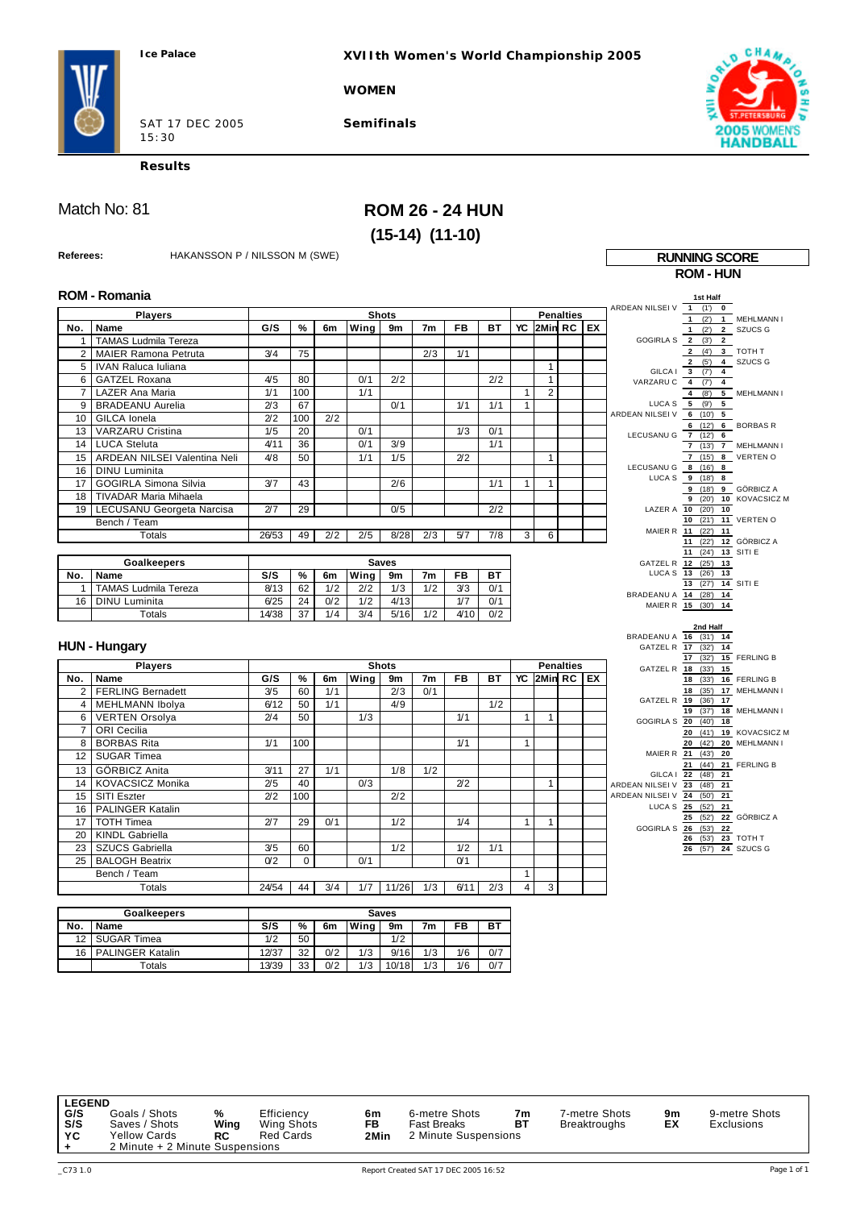Ice Palace

**XVIIth Women's World Championship 2005**

**WOMEN**

SAT 17 DEC 2005
15:30

**Semifinals**

**Results**

Match No: 81

# ROM 26 - 24 HUN

## (15-14) (11-10)

**Referees:** HAKANSSON P / NILSSON M (SWE)

### ROM - Romania

| No. | Name | G/S | % | 6m | Wing | 9m | 7m | FB | BT | YC | 2Min | RC | EX |
|---|---|---|---|---|---|---|---|---|---|---|---|---|---|
| 1 | TAMAS Ludmila Tereza | | | | | | | | | | | | |
| 2 | MAIER Ramona Petruta | 3/4 | 75 | | | | 2/3 | 1/1 | | | | | |
| 5 | IVAN Raluca Iuliana | | | | | | | | | | 1 | | |
| 6 | GATZEL Roxana | 4/5 | 80 | | 0/1 | 2/2 | | | 2/2 | | 1 | | |
| 7 | LAZER Ana Maria | 1/1 | 100 | | 1/1 | | | | | 1 | 2 | | |
| 9 | BRADEANU Aurelia | 2/3 | 67 | | | 0/1 | | 1/1 | 1/1 | 1 | | | |
| 10 | GILCA Ionela | 2/2 | 100 | 2/2 | | | | | | | | | |
| 13 | VARZARU Cristina | 1/5 | 20 | | 0/1 | | | 1/3 | 0/1 | | | | |
| 14 | LUCA Steluta | 4/11 | 36 | | 0/1 | 3/9 | | | 1/1 | | | | |
| 15 | ARDEAN NILSEI Valentina Neli | 4/8 | 50 | | 1/1 | 1/5 | | 2/2 | | | 1 | | |
| 16 | DINU Luminita | | | | | | | | | | | | |
| 17 | GOGIRLA Simona Silvia | 3/7 | 43 | | | 2/6 | | | 1/1 | 1 | 1 | | |
| 18 | TIVADAR Maria Mihaela | | | | | | | | | | | | |
| 19 | LECUSANU Georgeta Narcisa | 2/7 | 29 | | | 0/5 | | | 2/2 | | | | |
| | Bench / Team | | | | | | | | | | | | |
| | Totals | 26/53 | 49 | 2/2 | 2/5 | 8/28 | 2/3 | 5/7 | 7/8 | 3 | 6 | | |

| No. | Goalkeepers | S/S | % | 6m | Wing | 9m | 7m | FB | BT |
|---|---|---|---|---|---|---|---|---|---|
| 1 | TAMAS Ludmila Tereza | 8/13 | 62 | 1/2 | 2/2 | 1/3 | 1/2 | 3/3 | 0/1 |
| 16 | DINU Luminita | 6/25 | 24 | 0/2 | 1/2 | 4/13 | | 1/7 | 0/1 |
| | Totals | 14/38 | 37 | 1/4 | 3/4 | 5/16 | 1/2 | 4/10 | 0/2 |

### HUN - Hungary

| No. | Name | G/S | % | 6m | Wing | 9m | 7m | FB | BT | YC | 2Min | RC | EX |
|---|---|---|---|---|---|---|---|---|---|---|---|---|---|
| 2 | FERLING Bernadett | 3/5 | 60 | 1/1 | | 2/3 | 0/1 | | | | | | |
| 4 | MEHLMANN Ibolya | 6/12 | 50 | 1/1 | | 4/9 | | | 1/2 | | | | |
| 6 | VERTEN Orsolya | 2/4 | 50 | | 1/3 | | | 1/1 | | 1 | 1 | | |
| 7 | ORI Cecilia | | | | | | | | | | | | |
| 8 | BORBAS Rita | 1/1 | 100 | | | | | 1/1 | | 1 | | | |
| 12 | SUGAR Timea | | | | | | | | | | | | |
| 13 | GÖRBICZ Anita | 3/11 | 27 | 1/1 | | 1/8 | 1/2 | | | | | | |
| 14 | KOVACSICZ Monika | 2/5 | 40 | | 0/3 | | | 2/2 | | | 1 | | |
| 15 | SITI Eszter | 2/2 | 100 | | | 2/2 | | | | | | | |
| 16 | PALINGER Katalin | | | | | | | | | | | | |
| 17 | TOTH Timea | 2/7 | 29 | 0/1 | | 1/2 | | 1/4 | | 1 | 1 | | |
| 20 | KINDL Gabriella | | | | | | | | | | | | |
| 23 | SZUCS Gabriella | 3/5 | 60 | | | 1/2 | | 1/2 | 1/1 | | | | |
| 25 | BALOGH Beatrix | 0/2 | 0 | | 0/1 | | | 0/1 | | | | | |
| | Bench / Team | | | | | | | | | 1 | | | |
| | Totals | 24/54 | 44 | 3/4 | 1/7 | 11/26 | 1/3 | 6/11 | 2/3 | 4 | 3 | | |

| No. | Goalkeepers | S/S | % | 6m | Wing | 9m | 7m | FB | BT |
|---|---|---|---|---|---|---|---|---|---|
| 12 | SUGAR Timea | 1/2 | 50 | | | 1/2 | | | |
| 16 | PALINGER Katalin | 12/37 | 32 | 0/2 | 1/3 | 9/16 | 1/3 | 1/6 | 0/7 |
| | Totals | 13/39 | 33 | 0/2 | 1/3 | 10/18 | 1/3 | 1/6 | 0/7 |

### RUNNING SCORE
**ROM - HUN**

**1st Half**

| ROM Scorer | Score | Time | HUN Scorer |
|---|---|---|---|
| ARDEAN NILSEI V | 1 - 0 | (1') | |
| | 1 - 1 | (2') | MEHLMANN I |
| | 1 - 2 | (2') | SZUCS G |
| GOGIRLA S | 2 - 2 | (3') | |
| | 2 - 3 | (4') | TOTH T |
| | 2 - 4 | (5') | SZUCS G |
| GILCA I | 3 - 4 | (7') | |
| VARZARU C | 4 - 4 | (7') | |
| | 4 - 5 | (8') | MEHLMANN I |
| LUCA S | 5 - 5 | (9') | |
| ARDEAN NILSEI V | 6 - 5 | (10') | |
| | 6 - 6 | (12') | BORBAS R |
| LECUSANU G | 7 - 6 | (12') | |
| | 7 - 7 | (13') | MEHLMANN I |
| | 7 - 8 | (15') | VERTEN O |
| LECUSANU G | 8 - 8 | (16') | |
| LUCA S | 9 - 8 | (18') | |
| | 9 - 9 | (18') | GÖRBICZ A |
| | 9 - 10 | (20') | KOVACSICZ M |
| LAZER A | 10 - 10 | (20') | |
| | 10 - 11 | (21') | VERTEN O |
| MAIER R | 11 - 11 | (22') | |
| | 11 - 12 | (22') | GÖRBICZ A |
| | 11 - 13 | (24') | SITI E |
| GATZEL R | 12 - 13 | (25') | |
| LUCA S | 13 - 13 | (26') | |
| | 13 - 14 | (27') | SITI E |
| BRADEANU A | 14 - 14 | (28') | |
| MAIER R | 15 - 14 | (30') | |

**2nd Half**

| ROM Scorer | Score | Time | HUN Scorer |
|---|---|---|---|
| BRADEANU A | 16 - 14 | (31') | |
| GATZEL R | 17 - 14 | (32') | |
| | 17 - 15 | (32') | FERLING B |
| GATZEL R | 18 - 15 | (33') | |
| | 18 - 16 | (33') | FERLING B |
| | 18 - 17 | (35') | MEHLMANN I |
| GATZEL R | 19 - 17 | (36') | |
| | 19 - 18 | (37') | MEHLMANN I |
| GOGIRLA S | 20 - 18 | (40') | |
| | 20 - 19 | (41') | KOVACSICZ M |
| | 20 - 20 | (42') | MEHLMANN I |
| MAIER R | 21 - 20 | (43') | |
| | 21 - 21 | (44') | FERLING B |
| GILCA I | 22 - 21 | (48') | |
| ARDEAN NILSEI V | 23 - 21 | (48') | |
| ARDEAN NILSEI V | 24 - 21 | (50') | |
| LUCA S | 25 - 21 | (52') | |
| | 25 - 22 | (52') | GÖRBICZ A |
| GOGIRLA S | 26 - 22 | (53') | |
| | 26 - 23 | (53') | TOTH T |
| | 26 - 24 | (57') | SZUCS G |

**LEGEND**

| | | | | | | | | | |
|---|---|---|---|---|---|---|---|---|---|
| G/S | Goals / Shots | % | Efficiency | 6m | 6-metre Shots | 7m | 7-metre Shots | 9m | 9-metre Shots |
| S/S | Saves / Shots | Wing | Wing Shots | FB | Fast Breaks | BT | Breaktroughs | EX | Exclusions |
| YC | Yellow Cards | RC | Red Cards | 2Min | 2 Minute Suspensions | | | | |
| + | 2 Minute + 2 Minute Suspensions | | | | | | | | |

_C73 1.0 Report Created SAT 17 DEC 2005 16:52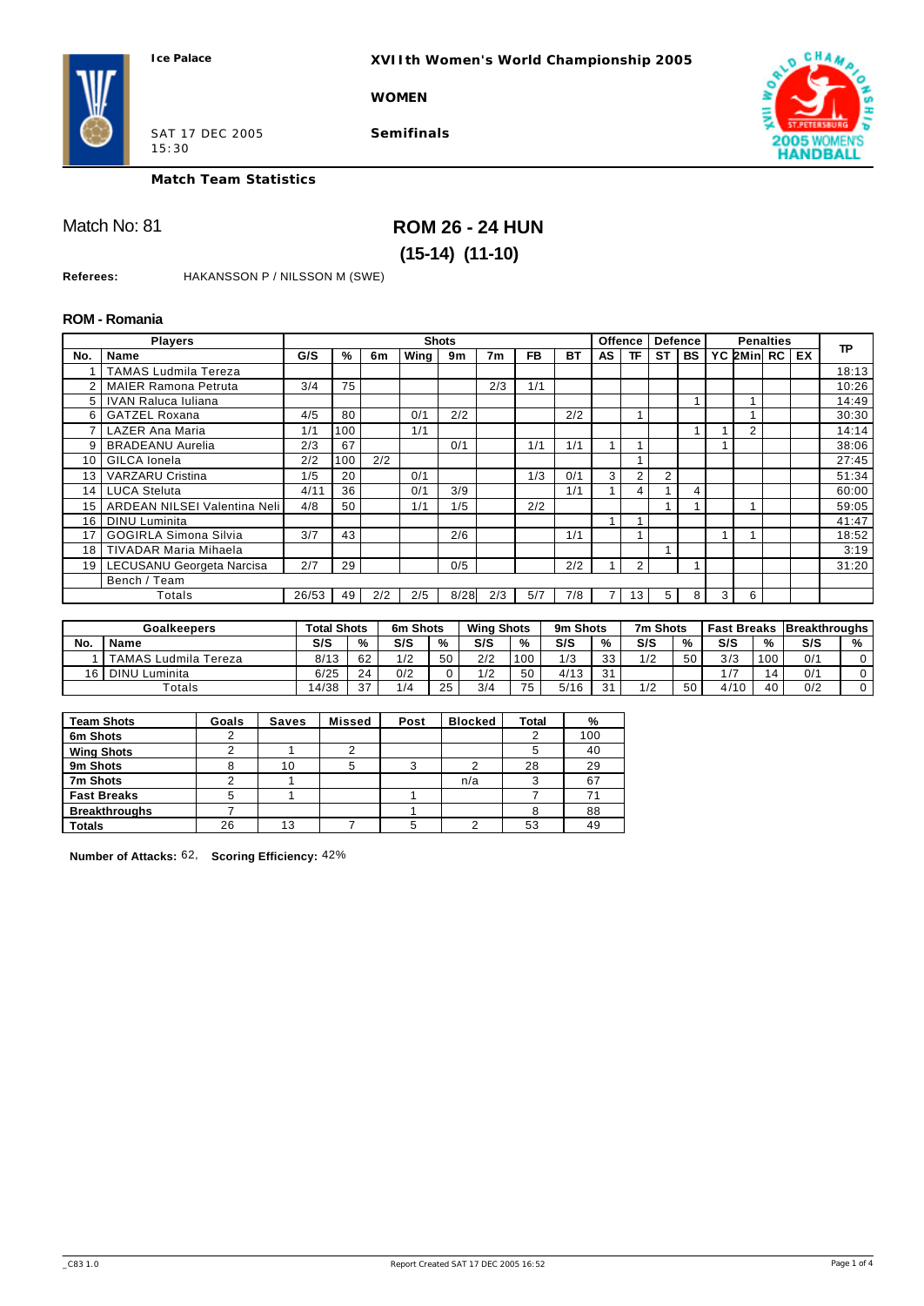**Ice Palace**

**XVIIth Women's World Championship 2005**

**WOMEN**

SAT 17 DEC 2005
15:30

**Semifinals**

**Match Team Statistics**

Match No: 81

## ROM 26 - 24 HUN

### (15-14) (11-10)

**Referees:** HAKANSSON P / NILSSON M (SWE)

### ROM - Romania

| Players | | Shots | | | | | | | | Offence | | Defence | | Penalties | | | | TP |
|---|---|---|---|---|---|---|---|---|---|---|---|---|---|---|---|---|---|---|
| No. | Name | G/S | % | 6m | Wing | 9m | 7m | FB | BT | AS | TF | ST | BS | YC | 2Min | RC | EX | |
| 1 | TAMAS Ludmila Tereza | | | | | | | | | | | | | | | | | 18:13 |
| 2 | MAIER Ramona Petruta | 3/4 | 75 | | | | 2/3 | 1/1 | | | | | | | | | | 10:26 |
| 5 | IVAN Raluca Iuliana | | | | | | | | | | | | 1 | | 1 | | | 14:49 |
| 6 | GATZEL Roxana | 4/5 | 80 | | 0/1 | 2/2 | | | 2/2 | | 1 | | | | 1 | | | 30:30 |
| 7 | LAZER Ana Maria | 1/1 | 100 | | 1/1 | | | | | | | | 1 | 1 | 2 | | | 14:14 |
| 9 | BRADEANU Aurelia | 2/3 | 67 | | | 0/1 | | 1/1 | 1/1 | 1 | 1 | | | 1 | | | | 38:06 |
| 10 | GILCA Ionela | 2/2 | 100 | 2/2 | | | | | | | 1 | | | | | | | 27:45 |
| 13 | VARZARU Cristina | 1/5 | 20 | | 0/1 | | | 1/3 | 0/1 | 3 | 2 | 2 | | | | | | 51:34 |
| 14 | LUCA Steluta | 4/11 | 36 | | 0/1 | 3/9 | | | 1/1 | 1 | 4 | 1 | 4 | | | | | 60:00 |
| 15 | ARDEAN NILSEI Valentina Neli | 4/8 | 50 | | 1/1 | 1/5 | | 2/2 | | | | 1 | 1 | | 1 | | | 59:05 |
| 16 | DINU Luminita | | | | | | | | | 1 | 1 | | | | | | | 41:47 |
| 17 | GOGIRLA Simona Silvia | 3/7 | 43 | | | 2/6 | | | 1/1 | | 1 | | | 1 | 1 | | | 18:52 |
| 18 | TIVADAR Maria Mihaela | | | | | | | | | | | 1 | | | | | | 3:19 |
| 19 | LECUSANU Georgeta Narcisa | 2/7 | 29 | | | 0/5 | | | 2/2 | 1 | 2 | | 1 | | | | | 31:20 |
| | Bench / Team | | | | | | | | | | | | | | | | | |
| | Totals | 26/53 | 49 | 2/2 | 2/5 | 8/28 | 2/3 | 5/7 | 7/8 | 7 | 13 | 5 | 8 | 3 | 6 | | | |

| Goalkeepers | | Total Shots | | 6m Shots | | Wing Shots | | 9m Shots | | 7m Shots | | Fast Breaks | | Breakthroughs | |
|---|---|---|---|---|---|---|---|---|---|---|---|---|---|---|---|
| No. | Name | S/S | % | S/S | % | S/S | % | S/S | % | S/S | % | S/S | % | S/S | % |
| 1 | TAMAS Ludmila Tereza | 8/13 | 62 | 1/2 | 50 | 2/2 | 100 | 1/3 | 33 | 1/2 | 50 | 3/3 | 100 | 0/1 | 0 |
| 16 | DINU Luminita | 6/25 | 24 | 0/2 | 0 | 1/2 | 50 | 4/13 | 31 | | | 1/7 | 14 | 0/1 | 0 |
| | Totals | 14/38 | 37 | 1/4 | 25 | 3/4 | 75 | 5/16 | 31 | 1/2 | 50 | 4/10 | 40 | 0/2 | 0 |

| Team Shots | Goals | Saves | Missed | Post | Blocked | Total | % |
|---|---|---|---|---|---|---|---|
| 6m Shots | 2 | | | | | 2 | 100 |
| Wing Shots | 2 | 1 | 2 | | | 5 | 40 |
| 9m Shots | 8 | 10 | 5 | 3 | 2 | 28 | 29 |
| 7m Shots | 2 | 1 | | | n/a | 3 | 67 |
| Fast Breaks | 5 | 1 | | 1 | | 7 | 71 |
| Breakthroughs | 7 | | | 1 | | 8 | 88 |
| Totals | 26 | 13 | 7 | 5 | 2 | 53 | 49 |

**Number of Attacks:** 62, **Scoring Efficiency:** 42%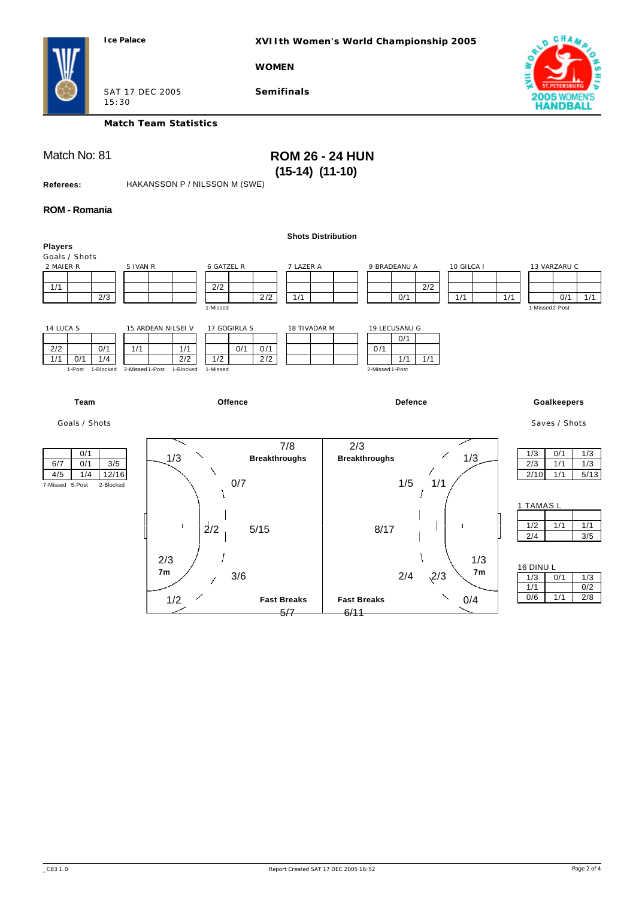Ice Palace

**XVIIth Women's World Championship 2005**

**WOMEN**

SAT 17 DEC 2005
15:30

**Semifinals**

**Match Team Statistics**

Match No: 81

## ROM 26 - 24 HUN
## (15-14) (11-10)

**Referees:** HAKANSSON P / NILSSON M (SWE)

### ROM - Romania

**Shots Distribution**

**Players**
Goals / Shots

2 MAIER R

| | | |
|---|---|---|
| | | |
| 1/1 | | |
| | | 2/3 |

5 IVAN R

| | | |
|---|---|---|
| | | |
| | | |
| | | |

6 GATZEL R

| | | |
|---|---|---|
| | | |
| 2/2 | | |
| | | 2/2 |

1-Missed

7 LAZER A

| | | |
|---|---|---|
| | | |
| | | |
| 1/1 | | |

9 BRADEANU A

| | | |
|---|---|---|
| | | |
| | | 2/2 |
| | 0/1 | |

10 GILCA I

| | | |
|---|---|---|
| | | |
| | | |
| 1/1 | | 1/1 |

13 VARZARU C

| | | |
|---|---|---|
| | | |
| | | |
| | 0/1 | 1/1 |

1-Missed 2-Post

14 LUCA S

| | | |
|---|---|---|
| | | |
| 2/2 | | 0/1 |
| 1/1 | 0/1 | 1/4 |

1-Post 1-Blocked

15 ARDEAN NILSEI V

| | | |
|---|---|---|
| | | |
| 1/1 | | 1/1 |
| | | 2/2 |

2-Missed 1-Post 1-Blocked

17 GOGIRLA S

| | | |
|---|---|---|
| | | |
| | 0/1 | 0/1 |
| 1/2 | | 2/2 |

1-Missed

18 TIVADAR M

| | | |
|---|---|---|
| | | |
| | | |
| | | |

19 LECUSANU G

| | | |
|---|---|---|
| | 0/1 | |
| 0/1 | | |
| | 1/1 | 1/1 |

2-Missed 1-Post

**Team**

Goals / Shots

| | | |
|---|---|---|
| | 0/1 | |
| 6/7 | 0/1 | 3/5 |
| 4/5 | 1/4 | 12/16 |

7-Missed 5-Post 2-Blocked

**Offence**

- Breakthroughs: 7/8
- Fast Breaks: 5/7
- 1/3, 0/7, 2/2, 5/15, 2/3, 3/6, 1/2
- 7m: 2/3

**Defence**

- Breakthroughs: 2/3
- Fast Breaks: 6/11
- 1/3, 1/5, 1/1, 8/17, 2/4, 2/3, 1/3, 0/4
- 7m: 1/3

**Goalkeepers**

Saves / Shots

| | | |
|---|---|---|
| 1/3 | 0/1 | 1/3 |
| 2/3 | 1/1 | 1/3 |
| 2/10 | 1/1 | 5/13 |

1 TAMAS L

| | | |
|---|---|---|
| | | |
| 1/2 | 1/1 | 1/1 |
| 2/4 | | 3/5 |

16 DINU L

| | | |
|---|---|---|
| 1/3 | 0/1 | 1/3 |
| 1/1 | | 0/2 |
| 0/6 | 1/1 | 2/8 |

_C83 1.0 Report Created SAT 17 DEC 2005 16:52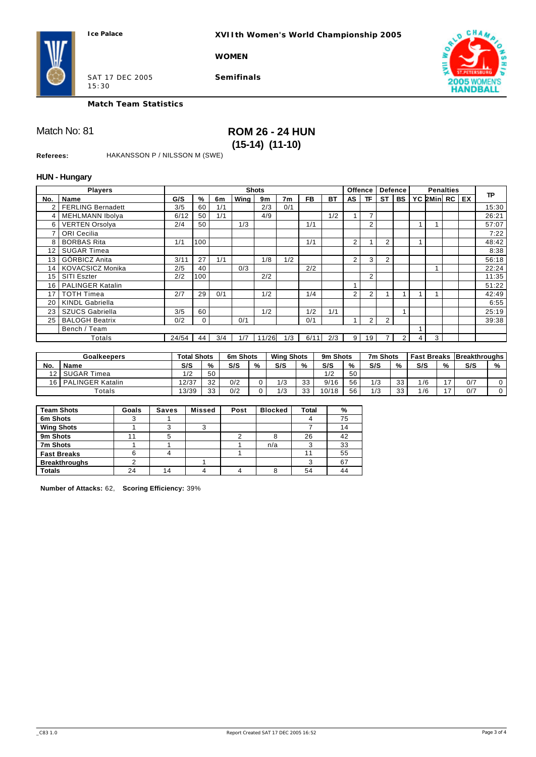Ice Palace

**XVIIth Women's World Championship 2005**

**WOMEN**

SAT 17 DEC 2005
15:30

**Semifinals**

**Match Team Statistics**

Match No: 81

# ROM 26 - 24 HUN
## (15-14) (11-10)

**Referees:** HAKANSSON P / NILSSON M (SWE)

### HUN - Hungary

| Players | | Shots | | | | | | | | Offence | | Defence | | Penalties | | | | TP |
|---|---|---|---|---|---|---|---|---|---|---|---|---|---|---|---|---|---|---|
| No. | Name | G/S | % | 6m | Wing | 9m | 7m | FB | BT | AS | TF | ST | BS | YC | 2Min | RC | EX | |
| 2 | FERLING Bernadett | 3/5 | 60 | 1/1 | | 2/3 | 0/1 | | | | | | | | | | | 15:30 |
| 4 | MEHLMANN Ibolya | 6/12 | 50 | 1/1 | | 4/9 | | | 1/2 | 1 | 7 | | | | | | | 26:21 |
| 6 | VERTEN Orsolya | 2/4 | 50 | | 1/3 | | | 1/1 | | | 2 | | | 1 | 1 | | | 57:07 |
| 7 | ORI Cecilia | | | | | | | | | | | | | | | | | 7:22 |
| 8 | BORBAS Rita | 1/1 | 100 | | | | | 1/1 | | 2 | 1 | 2 | | 1 | | | | 48:42 |
| 12 | SUGAR Timea | | | | | | | | | | | | | | | | | 8:38 |
| 13 | GÖRBICZ Anita | 3/11 | 27 | 1/1 | | 1/8 | 1/2 | | | 2 | 3 | 2 | | | | | | 56:18 |
| 14 | KOVACSICZ Monika | 2/5 | 40 | | 0/3 | | | 2/2 | | | | | | | 1 | | | 22:24 |
| 15 | SITI Eszter | 2/2 | 100 | | | 2/2 | | | | | 2 | | | | | | | 11:35 |
| 16 | PALINGER Katalin | | | | | | | | | 1 | | | | | | | | 51:22 |
| 17 | TOTH Timea | 2/7 | 29 | 0/1 | | 1/2 | | 1/4 | | 2 | 2 | 1 | 1 | 1 | 1 | | | 42:49 |
| 20 | KINDL Gabriella | | | | | | | | | | | | | | | | | 6:55 |
| 23 | SZUCS Gabriella | 3/5 | 60 | | | 1/2 | | 1/2 | 1/1 | | | | 1 | | | | | 25:19 |
| 25 | BALOGH Beatrix | 0/2 | 0 | | 0/1 | | | 0/1 | | 1 | 2 | 2 | | | | | | 39:38 |
| | Bench / Team | | | | | | | | | | | | | 1 | | | | |
| | Totals | 24/54 | 44 | 3/4 | 1/7 | 11/26 | 1/3 | 6/11 | 2/3 | 9 | 19 | 7 | 2 | 4 | 3 | | | |

| Goalkeepers | | Total Shots | | 6m Shots | | Wing Shots | | 9m Shots | | 7m Shots | | Fast Breaks | | Breakthroughs | |
|---|---|---|---|---|---|---|---|---|---|---|---|---|---|---|---|
| No. | Name | S/S | % | S/S | % | S/S | % | S/S | % | S/S | % | S/S | % | S/S | % |
| 12 | SUGAR Timea | 1/2 | 50 | | | | | 1/2 | 50 | | | | | | |
| 16 | PALINGER Katalin | 12/37 | 32 | 0/2 | 0 | 1/3 | 33 | 9/16 | 56 | 1/3 | 33 | 1/6 | 17 | 0/7 | 0 |
| | Totals | 13/39 | 33 | 0/2 | 0 | 1/3 | 33 | 10/18 | 56 | 1/3 | 33 | 1/6 | 17 | 0/7 | 0 |

| Team Shots | Goals | Saves | Missed | Post | Blocked | Total | % |
|---|---|---|---|---|---|---|---|
| 6m Shots | 3 | 1 | | | | 4 | 75 |
| Wing Shots | 1 | 3 | 3 | | | 7 | 14 |
| 9m Shots | 11 | 5 | | 2 | 8 | 26 | 42 |
| 7m Shots | 1 | 1 | | 1 | n/a | 3 | 33 |
| Fast Breaks | 6 | 4 | | 1 | | 11 | 55 |
| Breakthroughs | 2 | | 1 | | | 3 | 67 |
| Totals | 24 | 14 | 4 | 4 | 8 | 54 | 44 |

**Number of Attacks:** 62, **Scoring Efficiency:** 39%

_C83 1.0 Report Created SAT 17 DEC 2005 16:52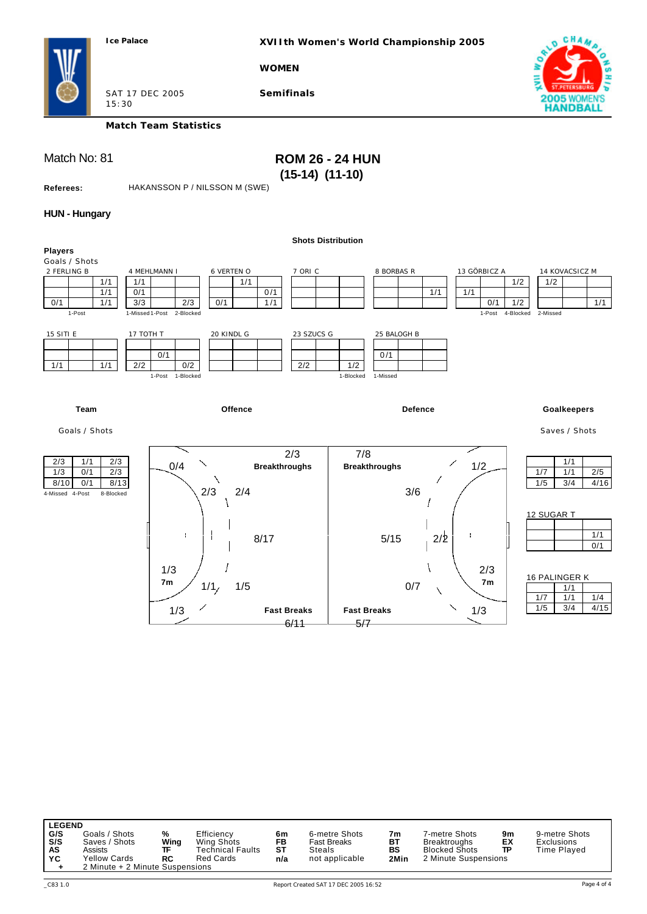Ice Palace

**XVIIth Women's World Championship 2005**

**WOMEN**

SAT 17 DEC 2005
15:30

**Semifinals**

**Match Team Statistics**

Match No: 81

## ROM 26 - 24 HUN
### (15-14) (11-10)

**Referees:** HAKANSSON P / NILSSON M (SWE)

### HUN - Hungary

**Shots Distribution**

**Players**
Goals / Shots

**2 FERLING B**

| | | |
|---|---|---|
| | | 1/1 |
| | | 1/1 |
| 0/1 | | 1/1 |

1-Post

**4 MEHLMANN I**

| | | |
|---|---|---|
| 1/1 | | |
| 0/1 | | |
| 3/3 | | 2/3 |

1-Missed 1-Post 2-Blocked

**6 VERTEN O**

| | | |
|---|---|---|
| | 1/1 | |
| | | 0/1 |
| 0/1 | | 1/1 |

**7 ORI C**

| | | |
|---|---|---|
| | | |
| | | |
| | | |

**8 BORBAS R**

| | | |
|---|---|---|
| | | |
| | | 1/1 |
| | | |

**13 GÖRBICZ A**

| | | |
|---|---|---|
| | | 1/2 |
| 1/1 | | |
| | 0/1 | 1/2 |

1-Post 4-Blocked

**14 KOVACSICZ M**

| | | |
|---|---|---|
| 1/2 | | |
| | | |
| | | 1/1 |

2-Missed

**15 SITI E**

| | | |
|---|---|---|
| | | |
| | | |
| 1/1 | | 1/1 |

**17 TOTH T**

| | | |
|---|---|---|
| | | |
| | 0/1 | |
| 2/2 | | 0/2 |

1-Post 1-Blocked

**20 KINDL G**

| | | |
|---|---|---|
| | | |
| | | |
| | | |

**23 SZUCS G**

| | | |
|---|---|---|
| | | |
| | | |
| 2/2 | | 1/2 |

1-Blocked

**25 BALOGH B**

| | | |
|---|---|---|
| | | |
| 0/1 | | |
| | | |

1-Missed

**Team**

Goals / Shots

| | | |
|---|---|---|
| 2/3 | 1/1 | 2/3 |
| 1/3 | 0/1 | 2/3 |
| 8/10 | 0/1 | 8/13 |

4-Missed 4-Post 8-Blocked

**Offence**

| Area | Goals / Shots |
|---|---|
| Breakthroughs | 2/3 |
| Wing (left) | 0/4 |
| 9m (left) | 2/3 |
| 9m (centre) | 2/4 |
| 6m | 8/17 |
| 7m | 1/3 |
| 9m (left bottom) | 1/1 |
| 9m (right bottom) | 1/5 |
| Wing (right) | 1/3 |
| Fast Breaks | 6/11 |

**Defence**

| Area | Goals / Shots |
|---|---|
| Breakthroughs | 7/8 |
| Wing | 1/2 |
| 9m | 3/6 |
| 6m | 5/15 |
| 9m (centre) | 2/2 |
| 7m | 2/3 |
| 9m (bottom) | 0/7 |
| Wing | 1/3 |
| Fast Breaks | 5/7 |

**Goalkeepers**

Saves / Shots

| | | |
|---|---|---|
| | 1/1 | |
| 1/7 | 1/1 | 2/5 |
| 1/5 | 3/4 | 4/16 |

**12 SUGAR T**

| | | |
|---|---|---|
| | | |
| | | 1/1 |
| | | 0/1 |

**16 PALINGER K**

| | | |
|---|---|---|
| | 1/1 | |
| 1/7 | 1/1 | 1/4 |
| 1/5 | 3/4 | 4/15 |

**LEGEND**

| | | | | | | | | | |
|---|---|---|---|---|---|---|---|---|---|
| **G/S** | Goals / Shots | **%** | Efficiency | **6m** | 6-metre Shots | **7m** | 7-metre Shots | **9m** | 9-metre Shots |
| **S/S** | Saves / Shots | **Wing** | Wing Shots | **FB** | Fast Breaks | **BT** | Breakthroughs | **EX** | Exclusions |
| **AS** | Assists | **TF** | Technical Faults | **ST** | Steals | **BS** | Blocked Shots | **TP** | Time Played |
| **YC** | Yellow Cards | **RC** | Red Cards | **n/a** | not applicable | **2Min** | 2 Minute Suspensions | | |
| **+** | 2 Minute + 2 Minute Suspensions | | | | | | | | |

_C83 1.0 Report Created SAT 17 DEC 2005 16:52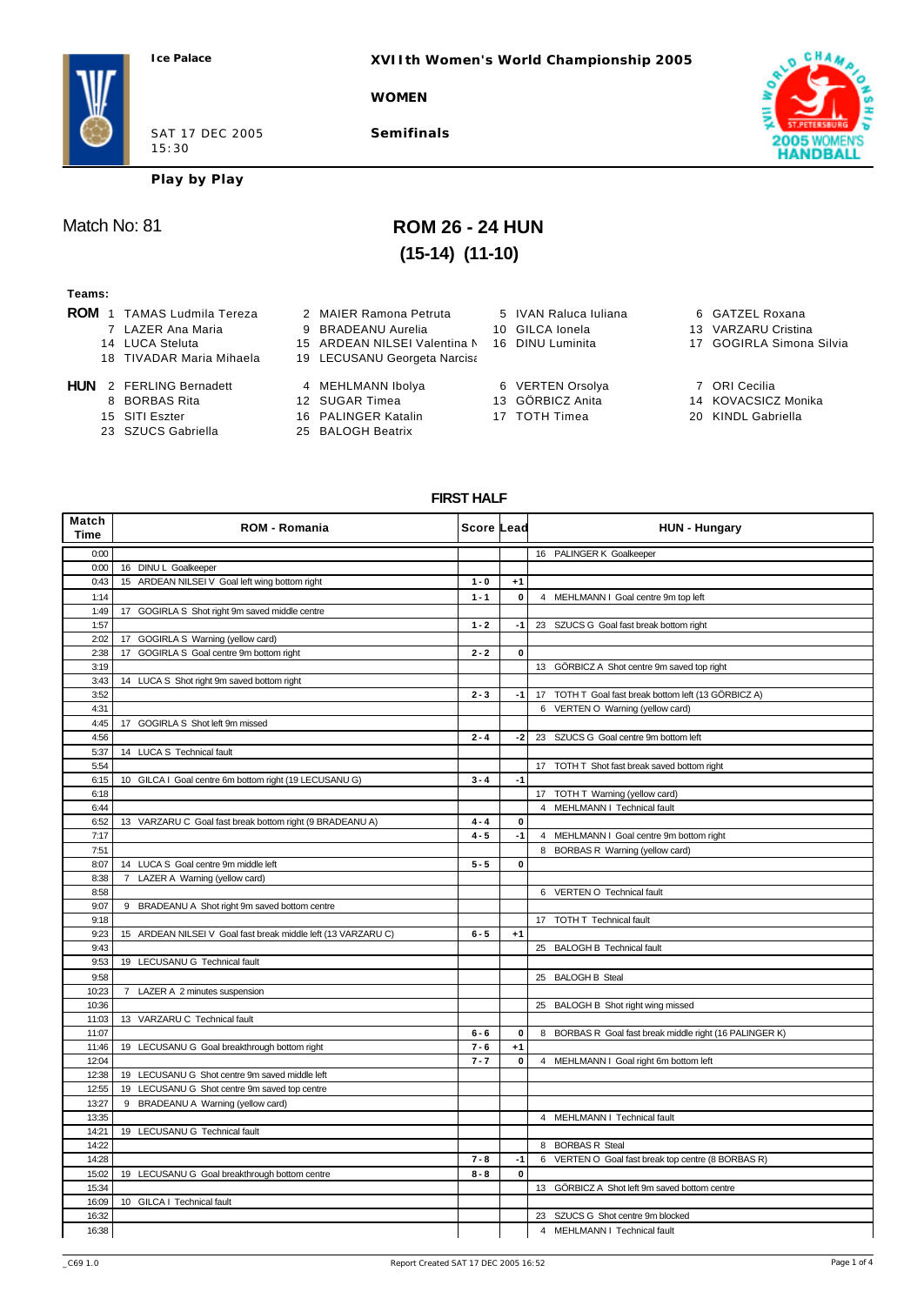**Ice Palace**

**XVIIth Women's World Championship 2005**

**WOMEN**

SAT 17 DEC 2005
15:30

**Semifinals**

**Play by Play**

Match No: 81

# ROM 26 - 24 HUN

## (15-14) (11-10)

**Teams:**

**ROM** 1 TAMAS Ludmila Tereza, 2 MAIER Ramona Petruta, 5 IVAN Raluca Iuliana, 6 GATZEL Roxana, 7 LAZER Ana Maria, 9 BRADEANU Aurelia, 10 GILCA Ionela, 13 VARZARU Cristina, 14 LUCA Steluta, 15 ARDEAN NILSEI Valentina N, 16 DINU Luminita, 17 GOGIRLA Simona Silvia, 18 TIVADAR Maria Mihaela, 19 LECUSANU Georgeta Narcisa

**HUN** 2 FERLING Bernadett, 4 MEHLMANN Ibolya, 6 VERTEN Orsolya, 7 ORI Cecilia, 8 BORBAS Rita, 12 SUGAR Timea, 13 GÖRBICZ Anita, 14 KOVACSICZ Monika, 15 SITI Eszter, 16 PALINGER Katalin, 17 TOTH Timea, 20 KINDL Gabriella, 23 SZUCS Gabriella, 25 BALOGH Beatrix

### FIRST HALF

| Match Time | ROM - Romania | Score | Lead | HUN - Hungary |
|---|---|---|---|---|
| 0:00 | | | | 16 PALINGER K Goalkeeper |
| 0:00 | 16 DINU L Goalkeeper | | | |
| 0:43 | 15 ARDEAN NILSEI V Goal left wing bottom right | 1 - 0 | +1 | |
| 1:14 | | 1 - 1 | 0 | 4 MEHLMANN I Goal centre 9m top left |
| 1:49 | 17 GOGIRLA S Shot right 9m saved middle centre | | | |
| 1:57 | | 1 - 2 | -1 | 23 SZUCS G Goal fast break bottom right |
| 2:02 | 17 GOGIRLA S Warning (yellow card) | | | |
| 2:38 | 17 GOGIRLA S Goal centre 9m bottom right | 2 - 2 | 0 | |
| 3:19 | | | | 13 GÖRBICZ A Shot centre 9m saved top right |
| 3:43 | 14 LUCA S Shot right 9m saved bottom right | | | |
| 3:52 | | 2 - 3 | -1 | 17 TOTH T Goal fast break bottom left (13 GÖRBICZ A) |
| 4:31 | | | | 6 VERTEN O Warning (yellow card) |
| 4:45 | 17 GOGIRLA S Shot left 9m missed | | | |
| 4:56 | | 2 - 4 | -2 | 23 SZUCS G Goal centre 9m bottom left |
| 5:37 | 14 LUCA S Technical fault | | | |
| 5:54 | | | | 17 TOTH T Shot fast break saved bottom right |
| 6:15 | 10 GILCA I Goal centre 6m bottom right (19 LECUSANU G) | 3 - 4 | -1 | |
| 6:18 | | | | 17 TOTH T Warning (yellow card) |
| 6:44 | | | | 4 MEHLMANN I Technical fault |
| 6:52 | 13 VARZARU C Goal fast break bottom right (9 BRADEANU A) | 4 - 4 | 0 | |
| 7:17 | | 4 - 5 | -1 | 4 MEHLMANN I Goal centre 9m bottom right |
| 7:51 | | | | 8 BORBAS R Warning (yellow card) |
| 8:07 | 14 LUCA S Goal centre 9m middle left | 5 - 5 | 0 | |
| 8:38 | 7 LAZER A Warning (yellow card) | | | |
| 8:58 | | | | 6 VERTEN O Technical fault |
| 9:07 | 9 BRADEANU A Shot right 9m saved bottom centre | | | |
| 9:18 | | | | 17 TOTH T Technical fault |
| 9:23 | 15 ARDEAN NILSEI V Goal fast break middle left (13 VARZARU C) | 6 - 5 | +1 | |
| 9:43 | | | | 25 BALOGH B Technical fault |
| 9:53 | 19 LECUSANU G Technical fault | | | |
| 9:58 | | | | 25 BALOGH B Steal |
| 10:23 | 7 LAZER A 2 minutes suspension | | | |
| 10:36 | | | | 25 BALOGH B Shot right wing missed |
| 11:03 | 13 VARZARU C Technical fault | | | |
| 11:07 | | 6 - 6 | 0 | 8 BORBAS R Goal fast break middle right (16 PALINGER K) |
| 11:46 | 19 LECUSANU G Goal breakthrough bottom right | 7 - 6 | +1 | |
| 12:04 | | 7 - 7 | 0 | 4 MEHLMANN I Goal right 6m bottom left |
| 12:38 | 19 LECUSANU G Shot centre 9m saved middle left | | | |
| 12:55 | 19 LECUSANU G Shot centre 9m saved top centre | | | |
| 13:27 | 9 BRADEANU A Warning (yellow card) | | | |
| 13:35 | | | | 4 MEHLMANN I Technical fault |
| 14:21 | 19 LECUSANU G Technical fault | | | |
| 14:22 | | | | 8 BORBAS R Steal |
| 14:28 | | 7 - 8 | -1 | 6 VERTEN O Goal fast break top centre (8 BORBAS R) |
| 15:02 | 19 LECUSANU G Goal breakthrough bottom centre | 8 - 8 | 0 | |
| 15:34 | | | | 13 GÖRBICZ A Shot left 9m saved bottom centre |
| 16:09 | 10 GILCA I Technical fault | | | |
| 16:32 | | | | 23 SZUCS G Shot centre 9m blocked |
| 16:38 | | | | 4 MEHLMANN I Technical fault |

_C69 1.0 Report Created SAT 17 DEC 2005 16:52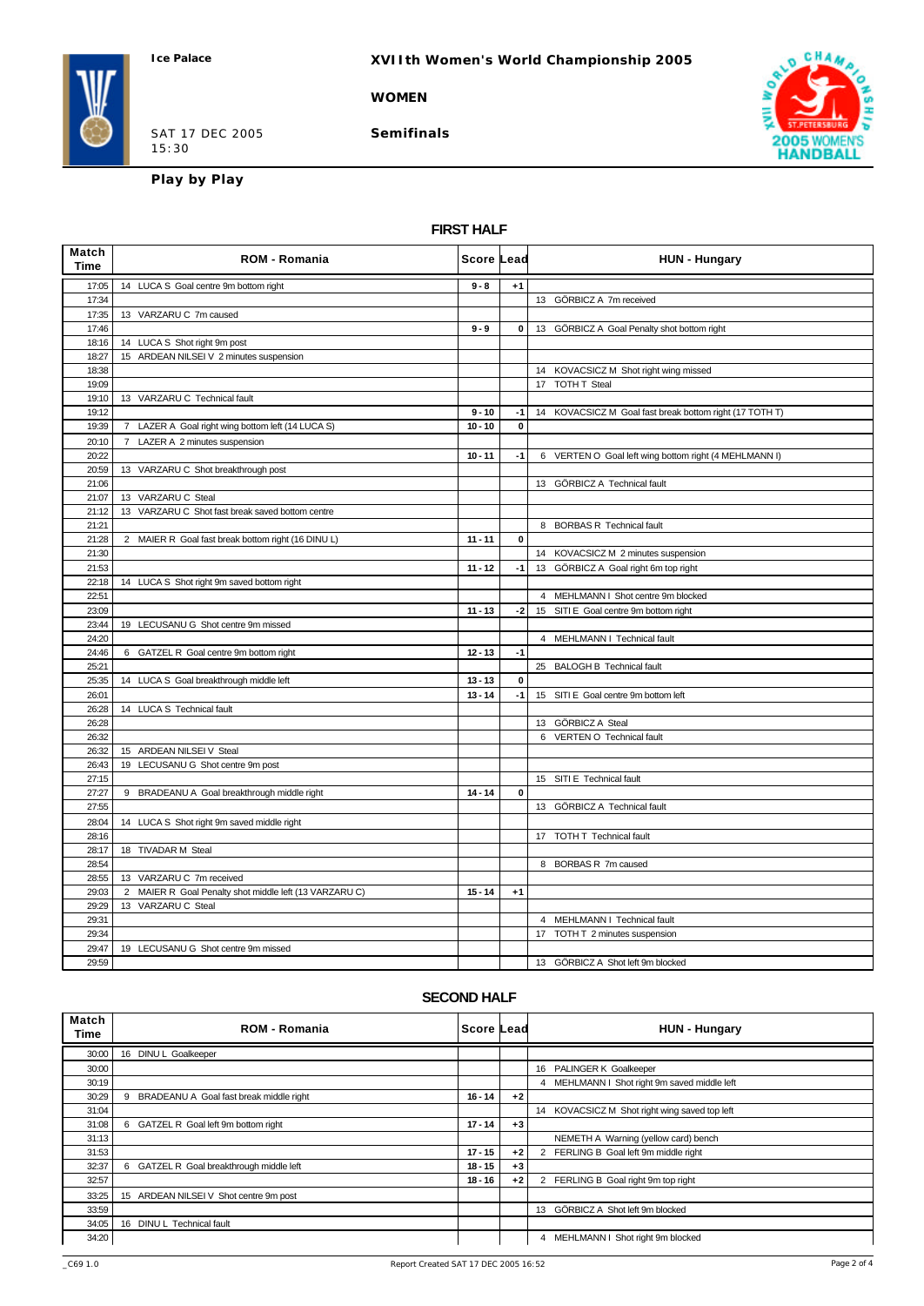**Ice Palace**

**XVIIth Women's World Championship 2005**

**WOMEN**

SAT 17 DEC 2005
15:30

**Semifinals**

**Play by Play**

### FIRST HALF

| Match Time | ROM - Romania | Score | Lead | HUN - Hungary |
|---|---|---|---|---|
| 17:05 | 14 LUCA S Goal centre 9m bottom right | 9 - 8 | +1 | |
| 17:34 | | | | 13 GÖRBICZ A 7m received |
| 17:35 | 13 VARZARU C 7m caused | | | |
| 17:46 | | 9 - 9 | 0 | 13 GÖRBICZ A Goal Penalty shot bottom right |
| 18:16 | 14 LUCA S Shot right 9m post | | | |
| 18:27 | 15 ARDEAN NILSEI V 2 minutes suspension | | | |
| 18:38 | | | | 14 KOVACSICZ M Shot right wing missed |
| 19:09 | | | | 17 TOTH T Steal |
| 19:10 | 13 VARZARU C Technical fault | | | |
| 19:12 | | 9 - 10 | -1 | 14 KOVACSICZ M Goal fast break bottom right (17 TOTH T) |
| 19:39 | 7 LAZER A Goal right wing bottom left (14 LUCA S) | 10 - 10 | 0 | |
| 20:10 | 7 LAZER A 2 minutes suspension | | | |
| 20:22 | | 10 - 11 | -1 | 6 VERTEN O Goal left wing bottom right (4 MEHLMANN I) |
| 20:59 | 13 VARZARU C Shot breakthrough post | | | |
| 21:06 | | | | 13 GÖRBICZ A Technical fault |
| 21:07 | 13 VARZARU C Steal | | | |
| 21:12 | 13 VARZARU C Shot fast break saved bottom centre | | | |
| 21:21 | | | | 8 BORBAS R Technical fault |
| 21:28 | 2 MAIER R Goal fast break bottom right (16 DINU L) | 11 - 11 | 0 | |
| 21:30 | | | | 14 KOVACSICZ M 2 minutes suspension |
| 21:53 | | 11 - 12 | -1 | 13 GÖRBICZ A Goal right 6m top right |
| 22:18 | 14 LUCA S Shot right 9m saved bottom right | | | |
| 22:51 | | | | 4 MEHLMANN I Shot centre 9m blocked |
| 23:09 | | 11 - 13 | -2 | 15 SITI E Goal centre 9m bottom right |
| 23:44 | 19 LECUSANU G Shot centre 9m missed | | | |
| 24:20 | | | | 4 MEHLMANN I Technical fault |
| 24:46 | 6 GATZEL R Goal centre 9m bottom right | 12 - 13 | -1 | |
| 25:21 | | | | 25 BALOGH B Technical fault |
| 25:35 | 14 LUCA S Goal breakthrough middle left | 13 - 13 | 0 | |
| 26:01 | | 13 - 14 | -1 | 15 SITI E Goal centre 9m bottom left |
| 26:28 | 14 LUCA S Technical fault | | | |
| 26:28 | | | | 13 GÖRBICZ A Steal |
| 26:32 | | | | 6 VERTEN O Technical fault |
| 26:32 | 15 ARDEAN NILSEI V Steal | | | |
| 26:43 | 19 LECUSANU G Shot centre 9m post | | | |
| 27:15 | | | | 15 SITI E Technical fault |
| 27:27 | 9 BRADEANU A Goal breakthrough middle right | 14 - 14 | 0 | |
| 27:55 | | | | 13 GÖRBICZ A Technical fault |
| 28:04 | 14 LUCA S Shot right 9m saved middle right | | | |
| 28:16 | | | | 17 TOTH T Technical fault |
| 28:17 | 18 TIVADAR M Steal | | | |
| 28:54 | | | | 8 BORBAS R 7m caused |
| 28:55 | 13 VARZARU C 7m received | | | |
| 29:03 | 2 MAIER R Goal Penalty shot middle left (13 VARZARU C) | 15 - 14 | +1 | |
| 29:29 | 13 VARZARU C Steal | | | |
| 29:31 | | | | 4 MEHLMANN I Technical fault |
| 29:34 | | | | 17 TOTH T 2 minutes suspension |
| 29:47 | 19 LECUSANU G Shot centre 9m missed | | | |
| 29:59 | | | | 13 GÖRBICZ A Shot left 9m blocked |

### SECOND HALF

| Match Time | ROM - Romania | Score | Lead | HUN - Hungary |
|---|---|---|---|---|
| 30:00 | 16 DINU L Goalkeeper | | | |
| 30:00 | | | | 16 PALINGER K Goalkeeper |
| 30:19 | | | | 4 MEHLMANN I Shot right 9m saved middle left |
| 30:29 | 9 BRADEANU A Goal fast break middle right | 16 - 14 | +2 | |
| 31:04 | | | | 14 KOVACSICZ M Shot right wing saved top left |
| 31:08 | 6 GATZEL R Goal left 9m bottom right | 17 - 14 | +3 | |
| 31:13 | | | | NEMETH A Warning (yellow card) bench |
| 31:53 | | 17 - 15 | +2 | 2 FERLING B Goal left 9m middle right |
| 32:37 | 6 GATZEL R Goal breakthrough middle left | 18 - 15 | +3 | |
| 32:57 | | 18 - 16 | +2 | 2 FERLING B Goal right 9m top right |
| 33:25 | 15 ARDEAN NILSEI V Shot centre 9m post | | | |
| 33:59 | | | | 13 GÖRBICZ A Shot left 9m blocked |
| 34:05 | 16 DINU L Technical fault | | | |
| 34:20 | | | | 4 MEHLMANN I Shot right 9m blocked |

_C69 1.0 Report Created SAT 17 DEC 2005 16:52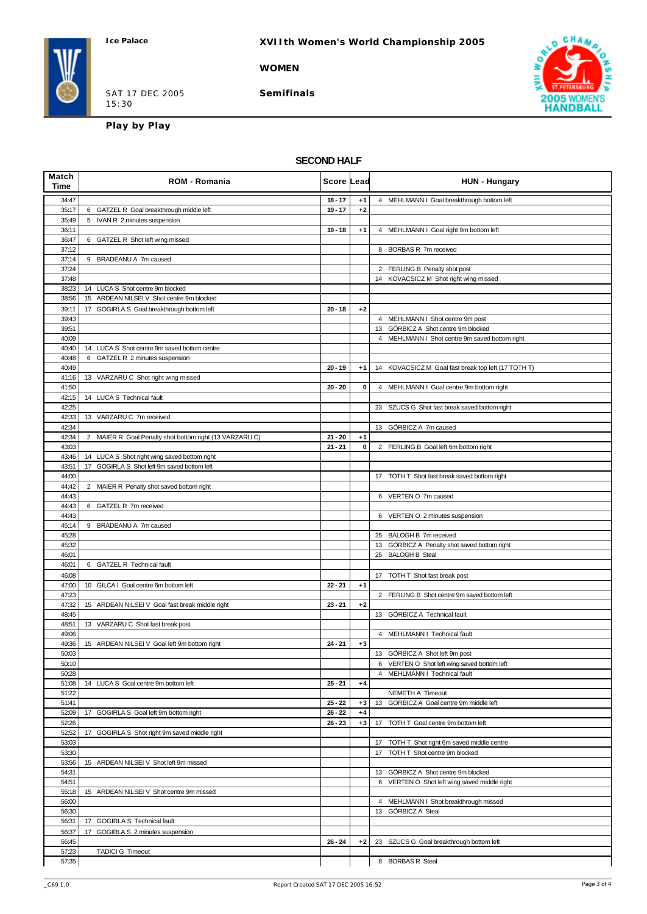Ice Palace

# XVIIth Women's World Championship 2005

**WOMEN**

SAT 17 DEC 2005
15:30

**Semifinals**

**Play by Play**

## SECOND HALF

| Match Time | ROM - Romania | Score | Lead | HUN - Hungary |
|---|---|---|---|---|
| 34:47 | | 18 - 17 | +1 | 4 MEHLMANN I Goal breakthrough bottom left |
| 35:17 | 6 GATZEL R Goal breakthrough middle left | 19 - 17 | +2 | |
| 35:49 | 5 IVAN R 2 minutes suspension | | | |
| 36:11 | | 19 - 18 | +1 | 4 MEHLMANN I Goal right 9m bottom left |
| 36:47 | 6 GATZEL R Shot left wing missed | | | |
| 37:12 | | | | 8 BORBAS R 7m received |
| 37:14 | 9 BRADEANU A 7m caused | | | |
| 37:24 | | | | 2 FERLING B Penalty shot post |
| 37:48 | | | | 14 KOVACSICZ M Shot right wing missed |
| 38:23 | 14 LUCA S Shot centre 9m blocked | | | |
| 38:56 | 15 ARDEAN NILSEI V Shot centre 9m blocked | | | |
| 39:11 | 17 GOGIRLA S Goal breakthrough bottom left | 20 - 18 | +2 | |
| 39:43 | | | | 4 MEHLMANN I Shot centre 9m post |
| 39:51 | | | | 13 GÖRBICZ A Shot centre 9m blocked |
| 40:09 | | | | 4 MEHLMANN I Shot centre 9m saved bottom right |
| 40:40 | 14 LUCA S Shot centre 9m saved bottom centre | | | |
| 40:48 | 6 GATZEL R 2 minutes suspension | | | |
| 40:49 | | 20 - 19 | +1 | 14 KOVACSICZ M Goal fast break top left (17 TOTH T) |
| 41:16 | 13 VARZARU C Shot right wing missed | | | |
| 41:50 | | 20 - 20 | 0 | 4 MEHLMANN I Goal centre 9m bottom right |
| 42:15 | 14 LUCA S Technical fault | | | |
| 42:25 | | | | 23 SZUCS G Shot fast break saved bottom right |
| 42:33 | 13 VARZARU C 7m received | | | |
| 42:34 | | | | 13 GÖRBICZ A 7m caused |
| 42:34 | 2 MAIER R Goal Penalty shot bottom right (13 VARZARU C) | 21 - 20 | +1 | |
| 43:03 | | 21 - 21 | 0 | 2 FERLING B Goal left 6m bottom right |
| 43:46 | 14 LUCA S Shot right wing saved bottom right | | | |
| 43:51 | 17 GOGIRLA S Shot left 9m saved bottom left | | | |
| 44:00 | | | | 17 TOTH T Shot fast break saved bottom right |
| 44:42 | 2 MAIER R Penalty shot saved bottom right | | | |
| 44:43 | | | | 6 VERTEN O 7m caused |
| 44:43 | 6 GATZEL R 7m received | | | |
| 44:43 | | | | 6 VERTEN O 2 minutes suspension |
| 45:14 | 9 BRADEANU A 7m caused | | | |
| 45:28 | | | | 25 BALOGH B 7m received |
| 45:32 | | | | 13 GÖRBICZ A Penalty shot saved bottom right |
| 46:01 | | | | 25 BALOGH B Steal |
| 46:01 | 6 GATZEL R Technical fault | | | |
| 46:08 | | | | 17 TOTH T Shot fast break post |
| 47:00 | 10 GILCA I Goal centre 6m bottom left | 22 - 21 | +1 | |
| 47:23 | | | | 2 FERLING B Shot centre 9m saved bottom left |
| 47:32 | 15 ARDEAN NILSEI V Goal fast break middle right | 23 - 21 | +2 | |
| 48:45 | | | | 13 GÖRBICZ A Technical fault |
| 48:51 | 13 VARZARU C Shot fast break post | | | |
| 49:06 | | | | 4 MEHLMANN I Technical fault |
| 49:36 | 15 ARDEAN NILSEI V Goal left 9m bottom right | 24 - 21 | +3 | |
| 50:03 | | | | 13 GÖRBICZ A Shot left 9m post |
| 50:10 | | | | 6 VERTEN O Shot left wing saved bottom left |
| 50:28 | | | | 4 MEHLMANN I Technical fault |
| 51:08 | 14 LUCA S Goal centre 9m bottom left | 25 - 21 | +4 | |
| 51:22 | | | | NEMETH A Timeout |
| 51:41 | | 25 - 22 | +3 | 13 GÖRBICZ A Goal centre 9m middle left |
| 52:09 | 17 GOGIRLA S Goal left 9m bottom right | 26 - 22 | +4 | |
| 52:26 | | 26 - 23 | +3 | 17 TOTH T Goal centre 9m bottom left |
| 52:52 | 17 GOGIRLA S Shot right 9m saved middle right | | | |
| 53:03 | | | | 17 TOTH T Shot right 6m saved middle centre |
| 53:30 | | | | 17 TOTH T Shot centre 9m blocked |
| 53:56 | 15 ARDEAN NILSEI V Shot left 9m missed | | | |
| 54:31 | | | | 13 GÖRBICZ A Shot centre 9m blocked |
| 54:51 | | | | 6 VERTEN O Shot left wing saved middle right |
| 55:18 | 15 ARDEAN NILSEI V Shot centre 9m missed | | | |
| 56:00 | | | | 4 MEHLMANN I Shot breakthrough missed |
| 56:30 | | | | 13 GÖRBICZ A Steal |
| 56:31 | 17 GOGIRLA S Technical fault | | | |
| 56:37 | 17 GOGIRLA S 2 minutes suspension | | | |
| 56:45 | | 26 - 24 | +2 | 23 SZUCS G Goal breakthrough bottom left |
| 57:23 | TADICI G Timeout | | | |
| 57:35 | | | | 8 BORBAS R Steal |

_C69 1.0 Report Created SAT 17 DEC 2005 16:52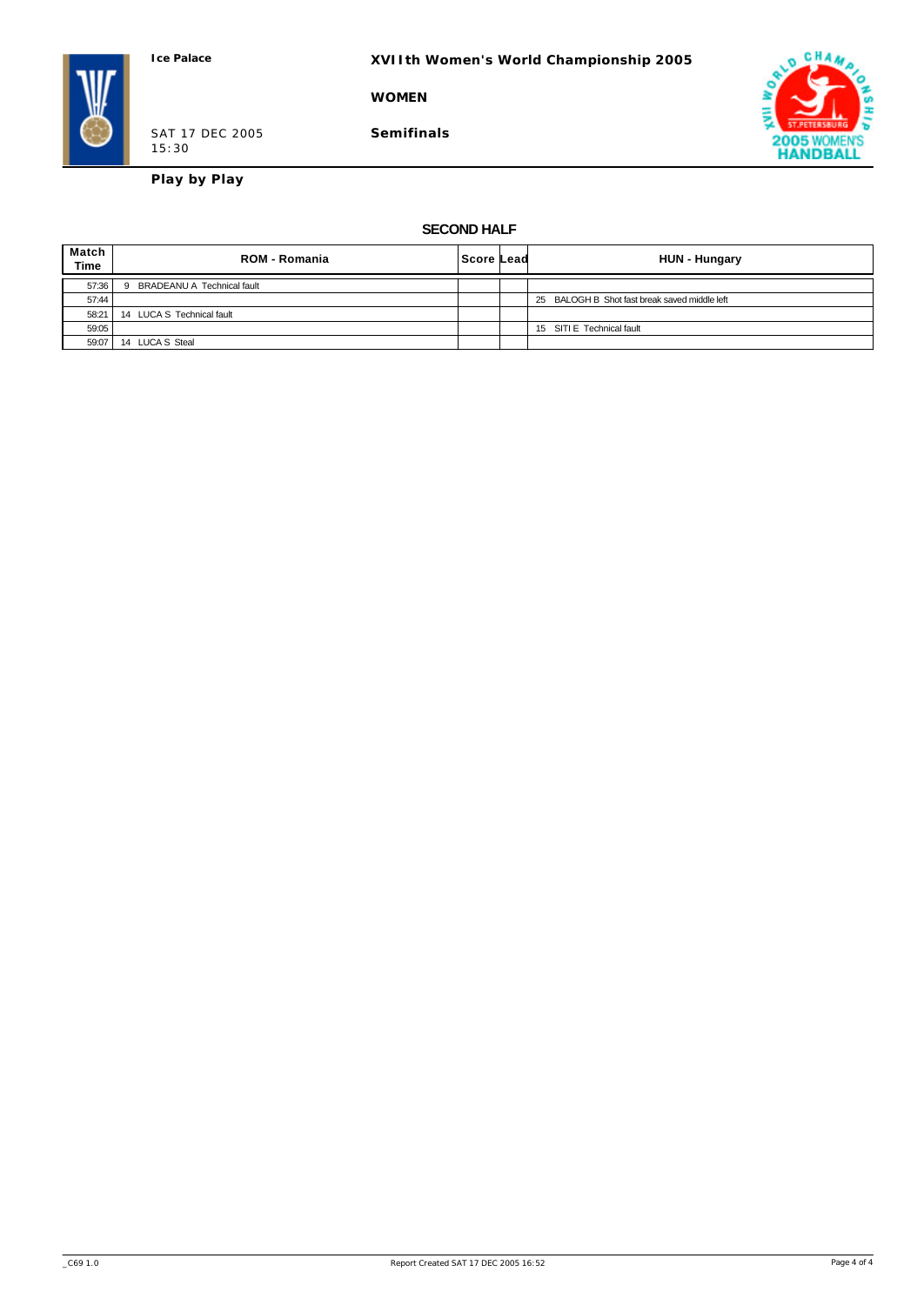## SECOND HALF

| Match Time | ROM - Romania | Score | Lead | HUN - Hungary |
|---|---|---|---|---|
| 57:36 | 9 BRADEANU A Technical fault | | | |
| 57:44 | | | | 25 BALOGH B Shot fast break saved middle left |
| 58:21 | 14 LUCA S Technical fault | | | |
| 59:05 | | | | 15 SITI E Technical fault |
| 59:07 | 14 LUCA S Steal | | | |

_C69 1.0 Report Created SAT 17 DEC 2005 16:52